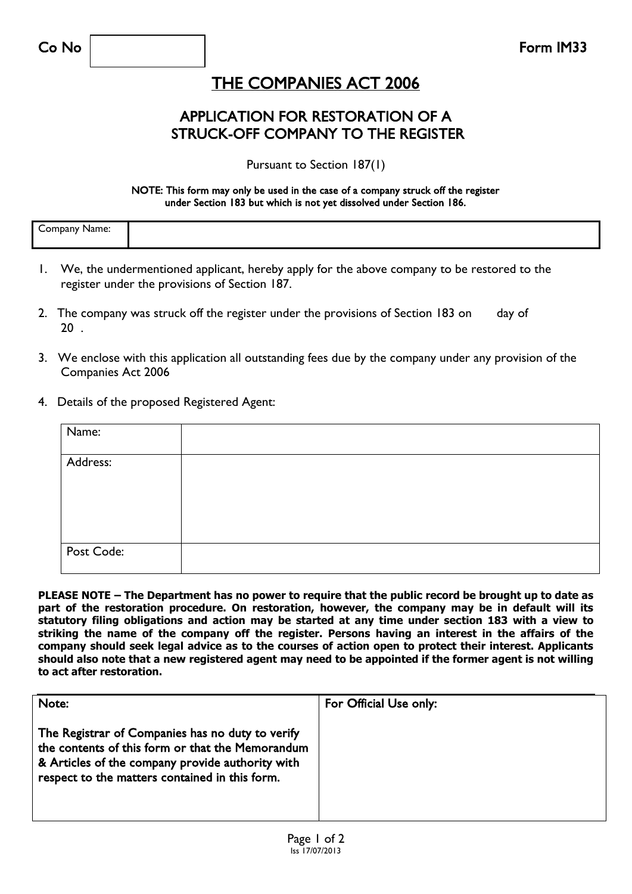| Co No | | Form IM33 |
|---|---|---|

# THE COMPANIES ACT 2006

## APPLICATION FOR RESTORATION OF A STRUCK-OFF COMPANY TO THE REGISTER

Pursuant to Section 187(1)

**NOTE: This form may only be used in the case of a company struck off the register under Section 183 but which is not yet dissolved under Section 186.**

| Company Name: | |
|---|---|

1. We, the undermentioned applicant, hereby apply for the above company to be restored to the register under the provisions of Section 187.

2. The company was struck off the register under the provisions of Section 183 on day of 20 .

3. We enclose with this application all outstanding fees due by the company under any provision of the Companies Act 2006

4. Details of the proposed Registered Agent:

| Name: | |
|---|---|
| Address: | |
| Post Code: | |

**PLEASE NOTE – The Department has no power to require that the public record be brought up to date as part of the restoration procedure. On restoration, however, the company may be in default will its statutory filing obligations and action may be started at any time under section 183 with a view to striking the name of the company off the register. Persons having an interest in the affairs of the company should seek legal advice as to the courses of action open to protect their interest. Applicants should also note that a new registered agent may need to be appointed if the former agent is not willing to act after restoration.**

| Note: | For Official Use only: |
|---|---|
| The Registrar of Companies has no duty to verify the contents of this form or that the Memorandum & Articles of the company provide authority with respect to the matters contained in this form. | |

Iss 17/07/2013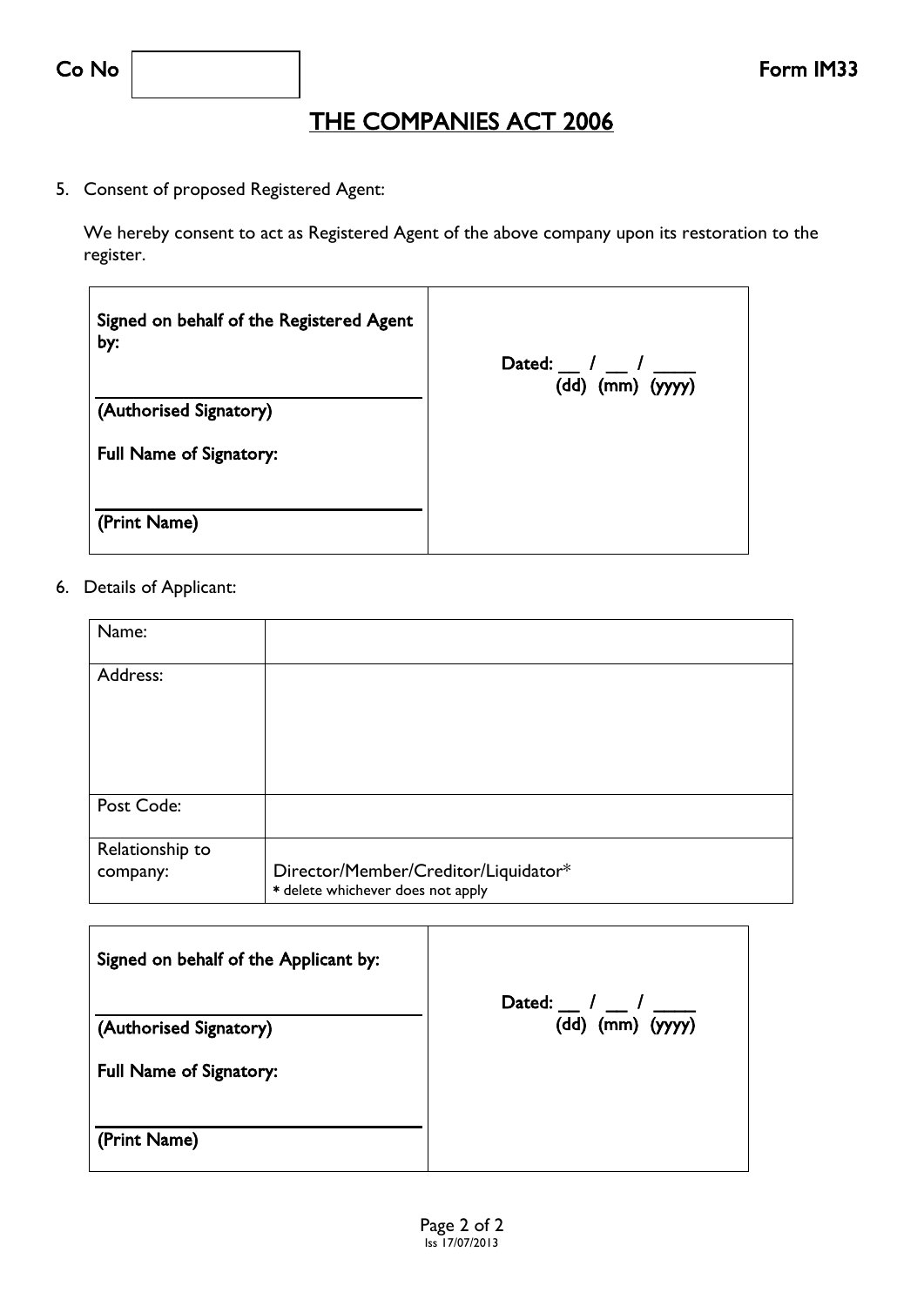Co No | | Form IM33

# THE COMPANIES ACT 2006

5. Consent of proposed Registered Agent:

   We hereby consent to act as Registered Agent of the above company upon its restoration to the register.

| | |
|---|---|
| **Signed on behalf of the Registered Agent by:**<br><br>**(Authorised Signatory)**<br><br>**Full Name of Signatory:**<br><br>**(Print Name)** | **Dated: __ / __ / ____**<br>**(dd) (mm) (yyyy)** |

6. Details of Applicant:

| | |
|---|---|
| Name: | |
| Address: | |
| Post Code: | |
| Relationship to company: | Director/Member/Creditor/Liquidator*<br>* delete whichever does not apply |

| | |
|---|---|
| **Signed on behalf of the Applicant by:**<br><br>**(Authorised Signatory)**<br><br>**Full Name of Signatory:**<br><br>**(Print Name)** | **Dated: __ / __ / ____**<br>**(dd) (mm) (yyyy)** |

Iss 17/07/2013